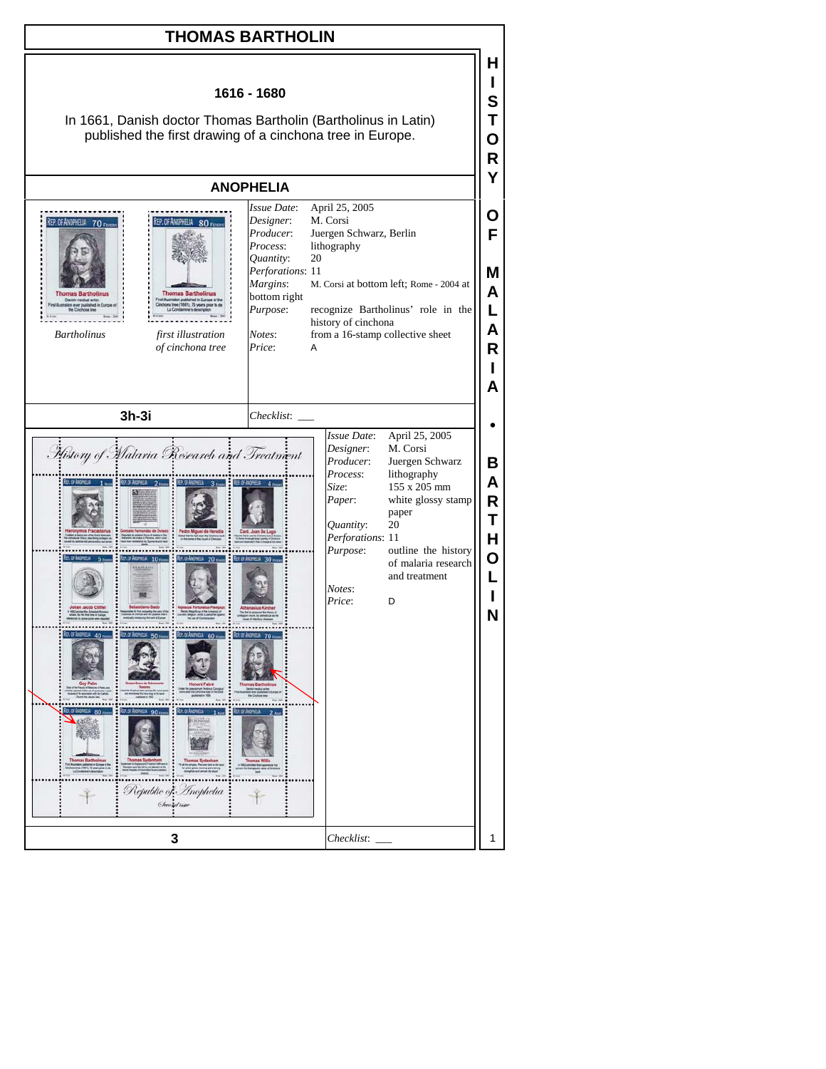# THOMAS BARTHOLIN

**1616 - 1680**

In 1661, Danish doctor Thomas Bartholin (Bartholinus in Latin) published the first drawing of a cinchona tree in Europe.

## ANOPHELIA

*Bartholinus* — *first illustration of cinchona tree*

| | |
|---|---|
| *Issue Date*: | April 25, 2005 |
| *Designer*: | M. Corsi |
| *Producer*: | Juergen Schwarz, Berlin |
| *Process*: | lithography |
| *Quantity*: | 20 |
| *Perforations*: | 11 |
| *Margins*: | M. Corsi at bottom left; Rome - 2004 at bottom right |
| *Purpose*: | recognize Bartholinus' role in the history of cinchona |
| *Notes*: | from a 16-stamp collective sheet |
| *Price*: | A |

**3h-3i** — *Checklist*: ___

| | |
|---|---|
| *Issue Date*: | April 25, 2005 |
| *Designer*: | M. Corsi |
| *Producer*: | Juergen Schwarz |
| *Process*: | lithography |
| *Size*: | 155 x 205 mm |
| *Paper*: | white glossy stamp paper |
| *Quantity*: | 20 |
| *Perforations*: | 11 |
| *Purpose*: | outline the history of malaria research and treatment |
| *Notes*: | |
| *Price*: | D |

**3** — *Checklist*: ___

HISTORY OF MALARIA • BARTHOLIN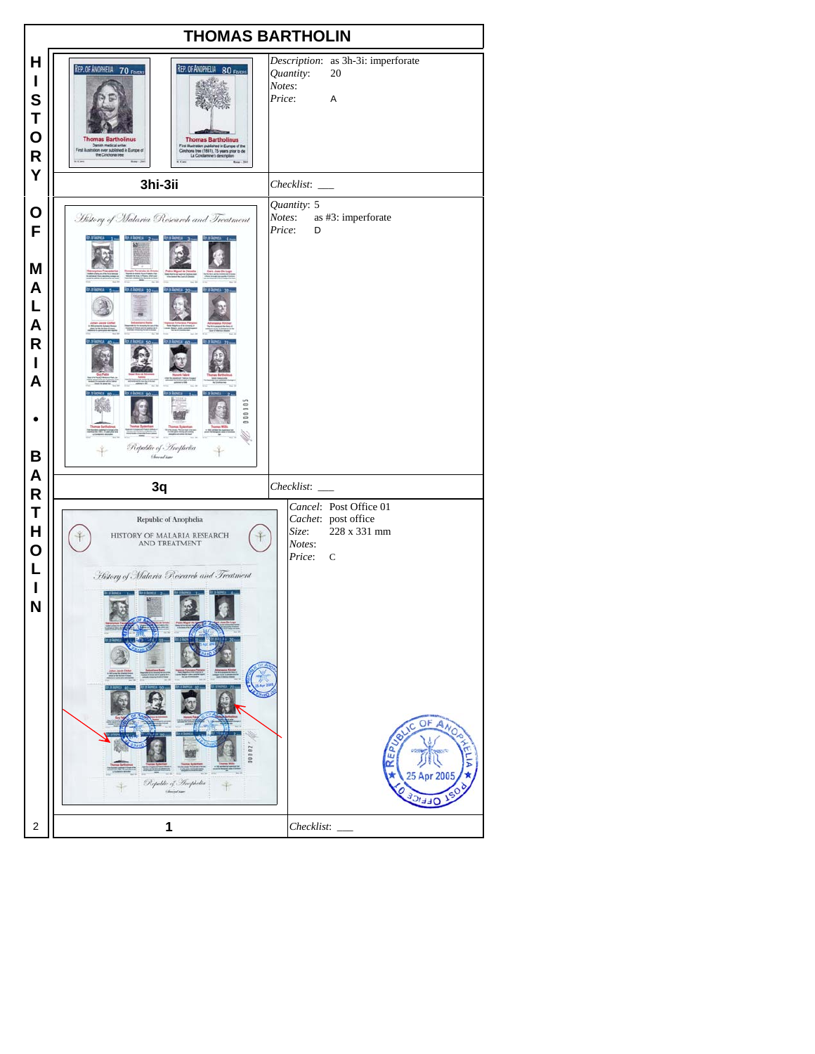# THOMAS BARTHOLIN

| | |
|---|---|
| **3hi-3ii** | *Description*: as 3h-3i: imperforate<br>*Quantity*: 20<br>*Notes*:<br>*Price*: A<br><br>*Checklist*: ___ |
| **3q** | *Quantity*: 5<br>*Notes*: as #3: imperforate<br>*Price*: D<br><br>*Checklist*: ___ |
| **1** | *Cancel*: Post Office 01<br>*Cachet*: post office<br>*Size*: 228 x 331 mm<br>*Notes*:<br>*Price*: C<br><br>*Checklist*: ___ |